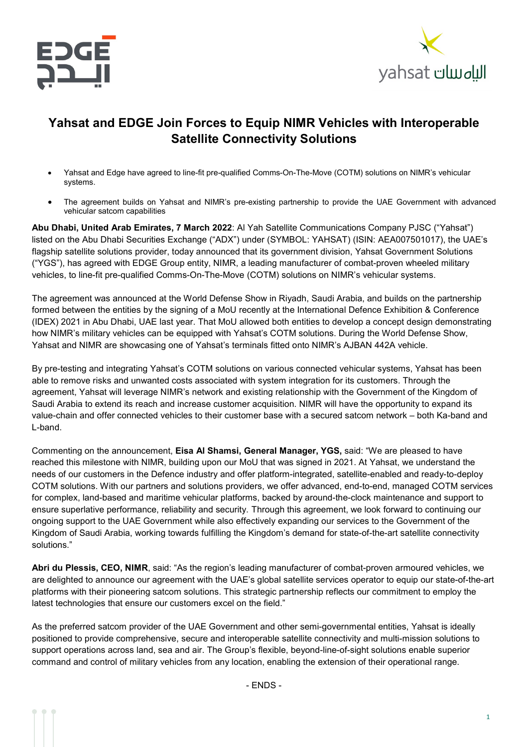# Yahsat and EDGE Join Forces to Equip NIMR Vehicles with Interoperable Satellite Connectivity Solutions

- Yahsat and Edge have agreed to line-fit pre-qualified Comms-On-The-Move (COTM) solutions on NIMR's vehicular systems.
- The agreement builds on Yahsat and NIMR's pre-existing partnership to provide the UAE Government with advanced vehicular satcom capabilities

**Abu Dhabi, United Arab Emirates, 7 March 2022**: Al Yah Satellite Communications Company PJSC ("Yahsat") listed on the Abu Dhabi Securities Exchange ("ADX") under (SYMBOL: YAHSAT) (ISIN: AEA007501017), the UAE's flagship satellite solutions provider, today announced that its government division, Yahsat Government Solutions ("YGS"), has agreed with EDGE Group entity, NIMR, a leading manufacturer of combat-proven wheeled military vehicles, to line-fit pre-qualified Comms-On-The-Move (COTM) solutions on NIMR's vehicular systems.

The agreement was announced at the World Defense Show in Riyadh, Saudi Arabia, and builds on the partnership formed between the entities by the signing of a MoU recently at the International Defence Exhibition & Conference (IDEX) 2021 in Abu Dhabi, UAE last year. That MoU allowed both entities to develop a concept design demonstrating how NIMR's military vehicles can be equipped with Yahsat's COTM solutions. During the World Defense Show, Yahsat and NIMR are showcasing one of Yahsat's terminals fitted onto NIMR's AJBAN 442A vehicle.

By pre-testing and integrating Yahsat's COTM solutions on various connected vehicular systems, Yahsat has been able to remove risks and unwanted costs associated with system integration for its customers. Through the agreement, Yahsat will leverage NIMR's network and existing relationship with the Government of the Kingdom of Saudi Arabia to extend its reach and increase customer acquisition. NIMR will have the opportunity to expand its value-chain and offer connected vehicles to their customer base with a secured satcom network – both Ka-band and L-band.

Commenting on the announcement, **Eisa Al Shamsi, General Manager, YGS,** said: "We are pleased to have reached this milestone with NIMR, building upon our MoU that was signed in 2021. At Yahsat, we understand the needs of our customers in the Defence industry and offer platform-integrated, satellite-enabled and ready-to-deploy COTM solutions. With our partners and solutions providers, we offer advanced, end-to-end, managed COTM services for complex, land-based and maritime vehicular platforms, backed by around-the-clock maintenance and support to ensure superlative performance, reliability and security. Through this agreement, we look forward to continuing our ongoing support to the UAE Government while also effectively expanding our services to the Government of the Kingdom of Saudi Arabia, working towards fulfilling the Kingdom's demand for state-of-the-art satellite connectivity solutions."

**Abri du Plessis, CEO, NIMR**, said: "As the region's leading manufacturer of combat-proven armoured vehicles, we are delighted to announce our agreement with the UAE's global satellite services operator to equip our state-of-the-art platforms with their pioneering satcom solutions. This strategic partnership reflects our commitment to employ the latest technologies that ensure our customers excel on the field."

As the preferred satcom provider of the UAE Government and other semi-governmental entities, Yahsat is ideally positioned to provide comprehensive, secure and interoperable satellite connectivity and multi-mission solutions to support operations across land, sea and air. The Group's flexible, beyond-line-of-sight solutions enable superior command and control of military vehicles from any location, enabling the extension of their operational range.

\- ENDS -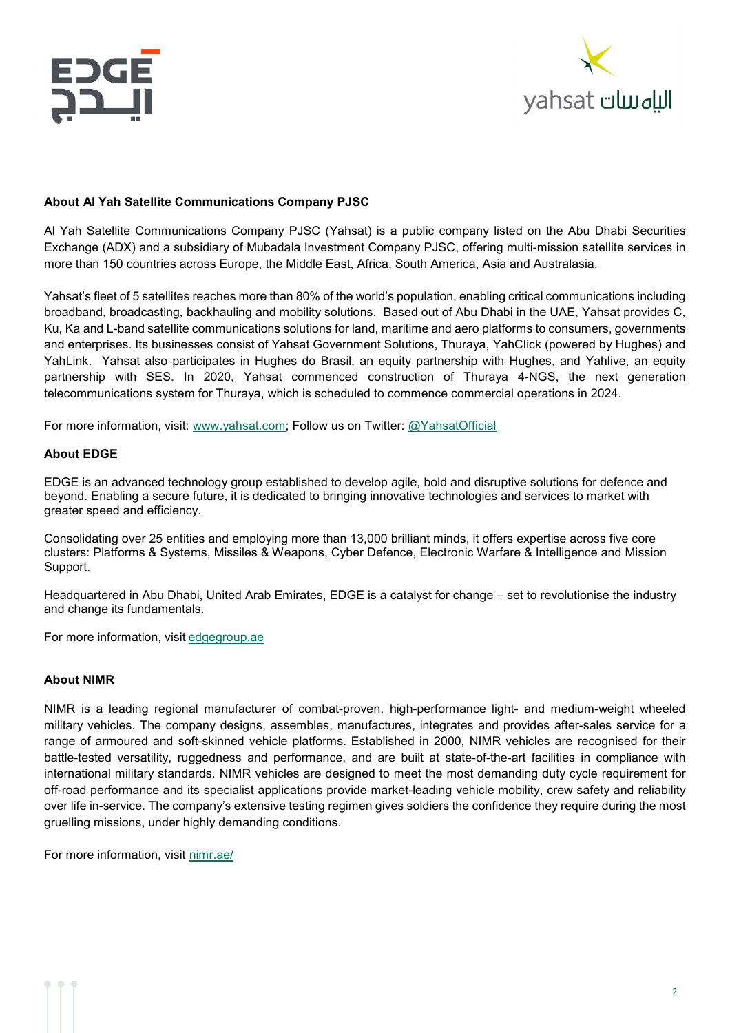### About Al Yah Satellite Communications Company PJSC

Al Yah Satellite Communications Company PJSC (Yahsat) is a public company listed on the Abu Dhabi Securities Exchange (ADX) and a subsidiary of Mubadala Investment Company PJSC, offering multi-mission satellite services in more than 150 countries across Europe, the Middle East, Africa, South America, Asia and Australasia.

Yahsat's fleet of 5 satellites reaches more than 80% of the world's population, enabling critical communications including broadband, broadcasting, backhauling and mobility solutions. Based out of Abu Dhabi in the UAE, Yahsat provides C, Ku, Ka and L-band satellite communications solutions for land, maritime and aero platforms to consumers, governments and enterprises. Its businesses consist of Yahsat Government Solutions, Thuraya, YahClick (powered by Hughes) and YahLink. Yahsat also participates in Hughes do Brasil, an equity partnership with Hughes, and Yahlive, an equity partnership with SES. In 2020, Yahsat commenced construction of Thuraya 4-NGS, the next generation telecommunications system for Thuraya, which is scheduled to commence commercial operations in 2024.

For more information, visit: [www.yahsat.com](www.yahsat.com); Follow us on Twitter: @YahsatOfficial

### About EDGE

EDGE is an advanced technology group established to develop agile, bold and disruptive solutions for defence and beyond. Enabling a secure future, it is dedicated to bringing innovative technologies and services to market with greater speed and efficiency.

Consolidating over 25 entities and employing more than 13,000 brilliant minds, it offers expertise across five core clusters: Platforms & Systems, Missiles & Weapons, Cyber Defence, Electronic Warfare & Intelligence and Mission Support.

Headquartered in Abu Dhabi, United Arab Emirates, EDGE is a catalyst for change – set to revolutionise the industry and change its fundamentals.

For more information, visit [edgegroup.ae](edgegroup.ae)

### About NIMR

NIMR is a leading regional manufacturer of combat-proven, high-performance light- and medium-weight wheeled military vehicles. The company designs, assembles, manufactures, integrates and provides after-sales service for a range of armoured and soft-skinned vehicle platforms. Established in 2000, NIMR vehicles are recognised for their battle-tested versatility, ruggedness and performance, and are built at state-of-the-art facilities in compliance with international military standards. NIMR vehicles are designed to meet the most demanding duty cycle requirement for off-road performance and its specialist applications provide market-leading vehicle mobility, crew safety and reliability over life in-service. The company's extensive testing regimen gives soldiers the confidence they require during the most gruelling missions, under highly demanding conditions.

For more information, visit [nimr.ae/](nimr.ae/)